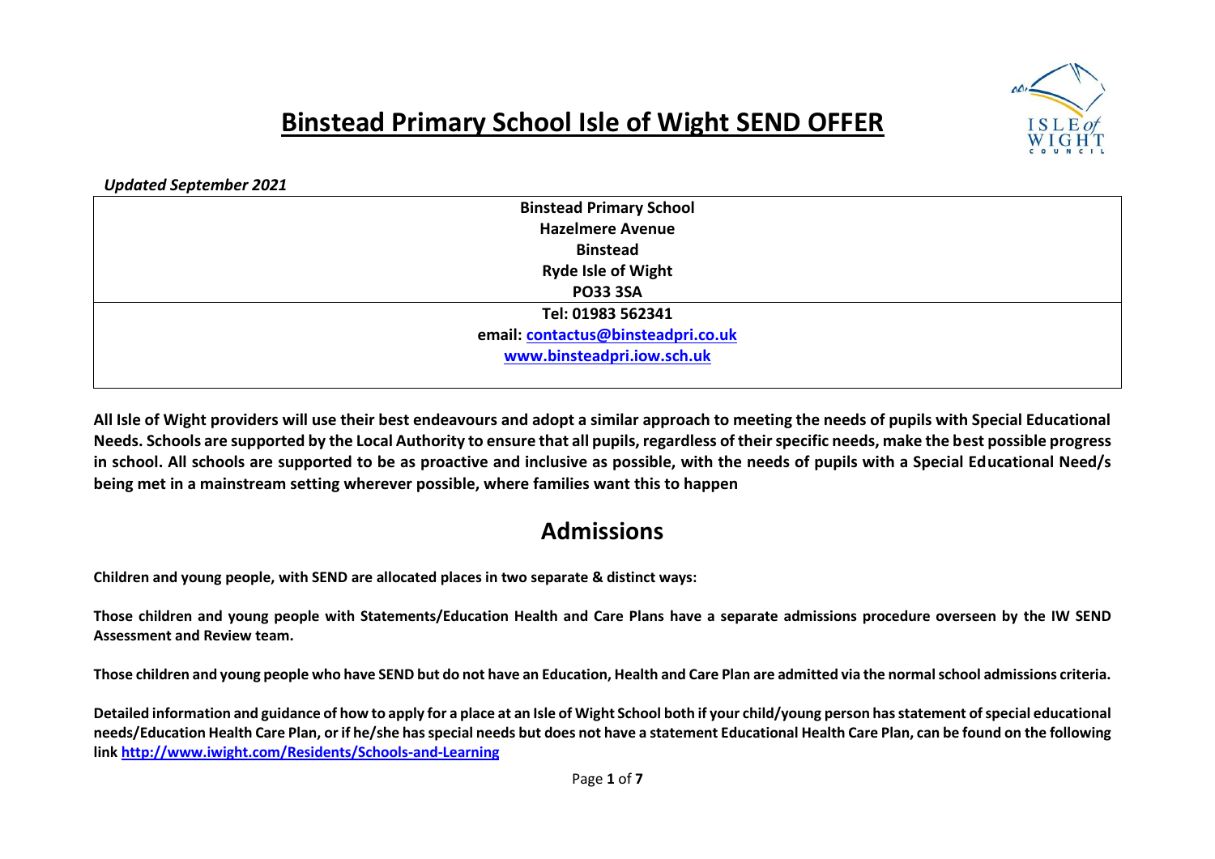# Binstead Primary School Isle of Wight SEND OFFER

***Updated September 2021***

| **Binstead Primary School**<br>**Hazelmere Avenue**<br>**Binstead**<br>**Ryde Isle of Wight**<br>**PO33 3SA** |
|---|
| **Tel: 01983 562341**<br>**email: contactus@binsteadpri.co.uk**<br>**www.binsteadpri.iow.sch.uk** |

**All Isle of Wight providers will use their best endeavours and adopt a similar approach to meeting the needs of pupils with Special Educational Needs. Schools are supported by the Local Authority to ensure that all pupils, regardless of their specific needs, make the best possible progress in school. All schools are supported to be as proactive and inclusive as possible, with the needs of pupils with a Special Educational Need/s being met in a mainstream setting wherever possible, where families want this to happen**

## Admissions

**Children and young people, with SEND are allocated places in two separate & distinct ways:**

**Those children and young people with Statements/Education Health and Care Plans have a separate admissions procedure overseen by the IW SEND Assessment and Review team.**

**Those children and young people who have SEND but do not have an Education, Health and Care Plan are admitted via the normal school admissions criteria.**

**Detailed information and guidance of how to apply for a place at an Isle of Wight School both if your child/young person has statement of special educational needs/Education Health Care Plan, or if he/she has special needs but does not have a statement Educational Health Care Plan, can be found on the following link http://www.iwight.com/Residents/Schools-and-Learning**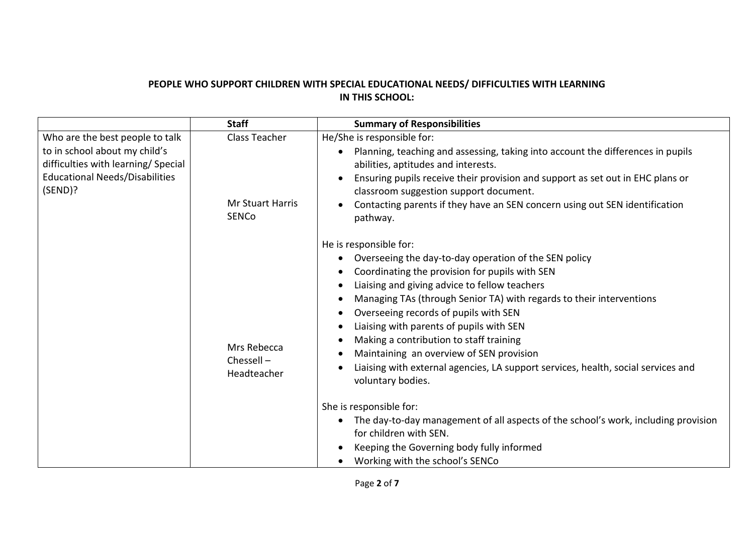**PEOPLE WHO SUPPORT CHILDREN WITH SPECIAL EDUCATIONAL NEEDS/ DIFFICULTIES WITH LEARNING IN THIS SCHOOL:**

| | **Staff** | **Summary of Responsibilities** |
|---|---|---|
| Who are the best people to talk to in school about my child's difficulties with learning/ Special Educational Needs/Disabilities (SEND)? | Class Teacher | He/She is responsible for:<br>• Planning, teaching and assessing, taking into account the differences in pupils abilities, aptitudes and interests.<br>• Ensuring pupils receive their provision and support as set out in EHC plans or classroom suggestion support document.<br>• Contacting parents if they have an SEN concern using out SEN identification pathway. |
| | Mr Stuart Harris SENCo | He is responsible for:<br>• Overseeing the day-to-day operation of the SEN policy<br>• Coordinating the provision for pupils with SEN<br>• Liaising and giving advice to fellow teachers<br>• Managing TAs (through Senior TA) with regards to their interventions<br>• Overseeing records of pupils with SEN<br>• Liaising with parents of pupils with SEN<br>• Making a contribution to staff training<br>• Maintaining an overview of SEN provision<br>• Liaising with external agencies, LA support services, health, social services and voluntary bodies. |
| | Mrs Rebecca Chessell – Headteacher | She is responsible for:<br>• The day-to-day management of all aspects of the school's work, including provision for children with SEN.<br>• Keeping the Governing body fully informed<br>• Working with the school's SENCo |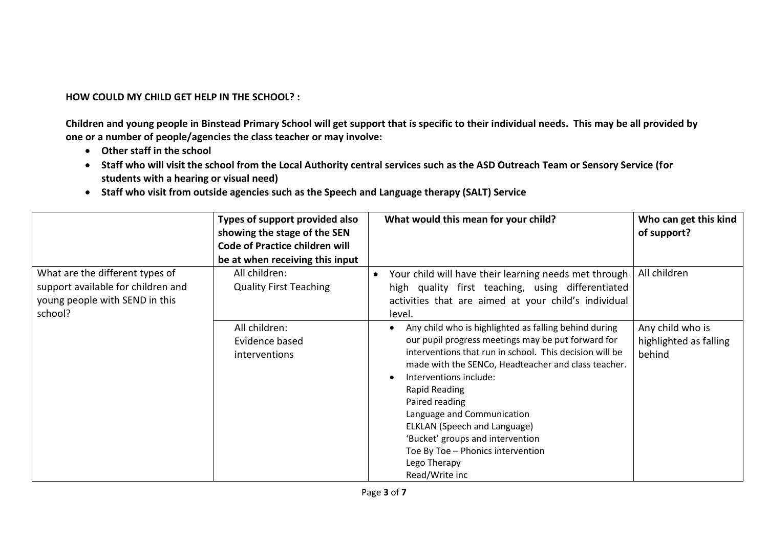**HOW COULD MY CHILD GET HELP IN THE SCHOOL? :**

**Children and young people in Binstead Primary School will get support that is specific to their individual needs. This may be all provided by one or a number of people/agencies the class teacher or may involve:**

- **Other staff in the school**
- **Staff who will visit the school from the Local Authority central services such as the ASD Outreach Team or Sensory Service (for students with a hearing or visual need)**
- **Staff who visit from outside agencies such as the Speech and Language therapy (SALT) Service**

| | **Types of support provided also showing the stage of the SEN Code of Practice children will be at when receiving this input** | **What would this mean for your child?** | **Who can get this kind of support?** |
|---|---|---|---|
| What are the different types of support available for children and young people with SEND in this school? | All children:<br>Quality First Teaching | • Your child will have their learning needs met through high quality first teaching, using differentiated activities that are aimed at your child's individual level. | All children |
| | All children:<br>Evidence based interventions | • Any child who is highlighted as falling behind during our pupil progress meetings may be put forward for interventions that run in school. This decision will be made with the SENCo, Headteacher and class teacher.<br>• Interventions include:<br>Rapid Reading<br>Paired reading<br>Language and Communication<br>ELKLAN (Speech and Language)<br>'Bucket' groups and intervention<br>Toe By Toe – Phonics intervention<br>Lego Therapy<br>Read/Write inc | Any child who is highlighted as falling behind |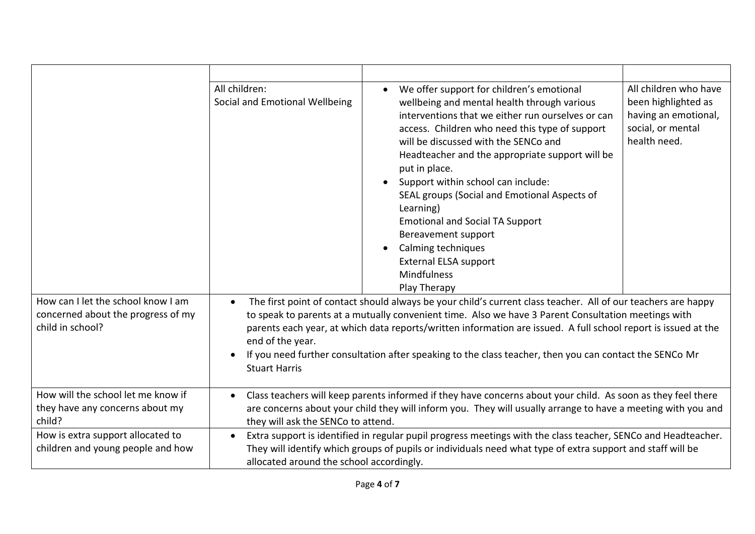| | | | |
|---|---|---|---|
| | All children:<br>Social and Emotional Wellbeing | • We offer support for children's emotional wellbeing and mental health through various interventions that we either run ourselves or can access. Children who need this type of support will be discussed with the SENCo and Headteacher and the appropriate support will be put in place.<br>• Support within school can include:<br>SEAL groups (Social and Emotional Aspects of Learning)<br>Emotional and Social TA Support<br>Bereavement support<br>• Calming techniques<br>External ELSA support<br>Mindfulness<br>Play Therapy | All children who have been highlighted as having an emotional, social, or mental health need. |
| How can I let the school know I am concerned about the progress of my child in school? | • The first point of contact should always be your child's current class teacher. All of our teachers are happy to speak to parents at a mutually convenient time. Also we have 3 Parent Consultation meetings with parents each year, at which data reports/written information are issued. A full school report is issued at the end of the year.<br>• If you need further consultation after speaking to the class teacher, then you can contact the SENCo Mr Stuart Harris | | |
| How will the school let me know if they have any concerns about my child? | • Class teachers will keep parents informed if they have concerns about your child. As soon as they feel there are concerns about your child they will inform you. They will usually arrange to have a meeting with you and they will ask the SENCo to attend. | | |
| How is extra support allocated to children and young people and how | • Extra support is identified in regular pupil progress meetings with the class teacher, SENCo and Headteacher. They will identify which groups of pupils or individuals need what type of extra support and staff will be allocated around the school accordingly. | | |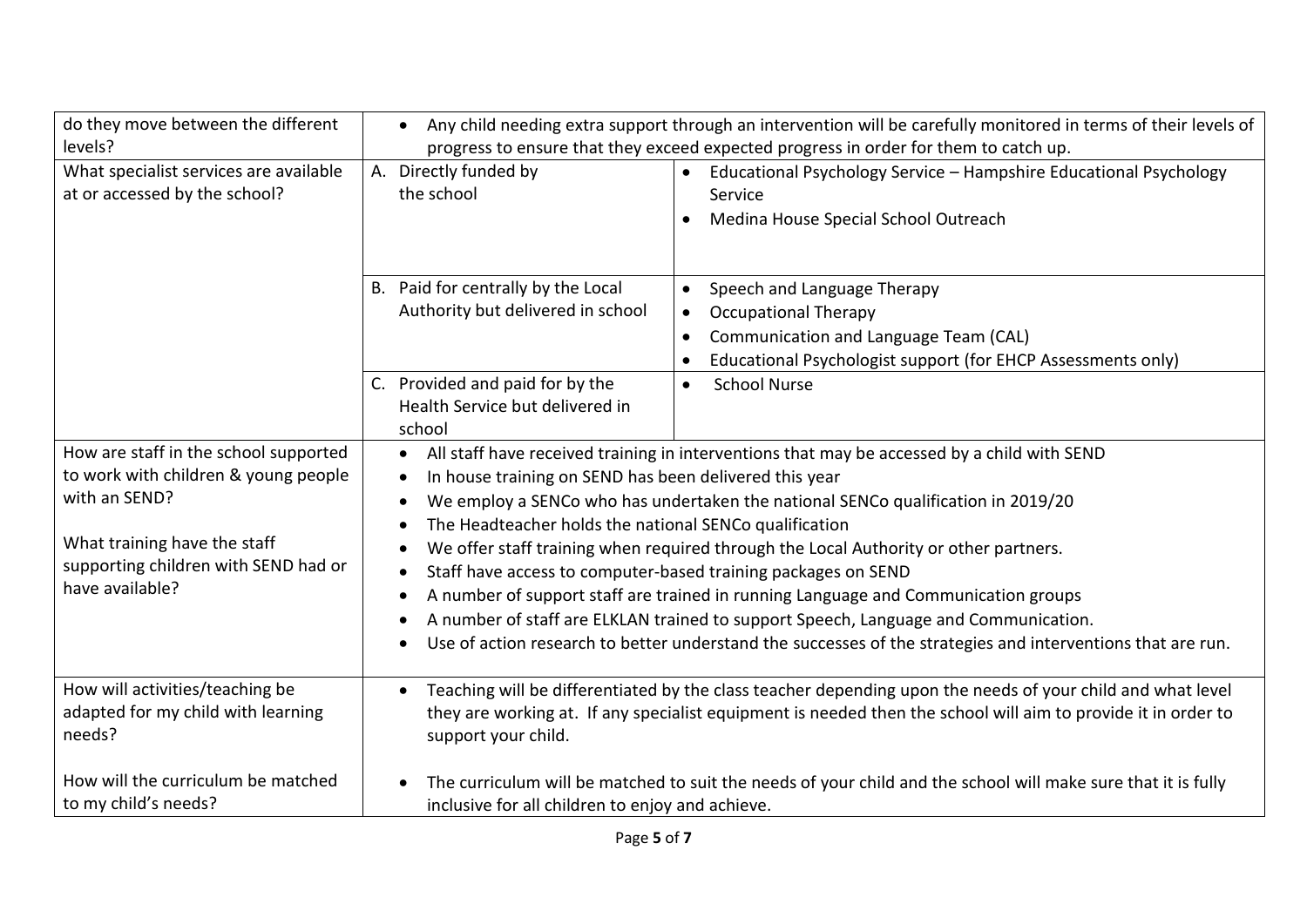| | | |
|---|---|---|
| do they move between the different levels? | • Any child needing extra support through an intervention will be carefully monitored in terms of their levels of progress to ensure that they exceed expected progress in order for them to catch up. | |
| What specialist services are available at or accessed by the school? | A. Directly funded by the school | • Educational Psychology Service – Hampshire Educational Psychology Service<br>• Medina House Special School Outreach |
| | B. Paid for centrally by the Local Authority but delivered in school | • Speech and Language Therapy<br>• Occupational Therapy<br>• Communication and Language Team (CAL)<br>• Educational Psychologist support (for EHCP Assessments only) |
| | C. Provided and paid for by the Health Service but delivered in school | • School Nurse |
| How are staff in the school supported to work with children & young people with an SEND?<br><br>What training have the staff supporting children with SEND had or have available? | • All staff have received training in interventions that may be accessed by a child with SEND<br>• In house training on SEND has been delivered this year<br>• We employ a SENCo who has undertaken the national SENCo qualification in 2019/20<br>• The Headteacher holds the national SENCo qualification<br>• We offer staff training when required through the Local Authority or other partners.<br>• Staff have access to computer-based training packages on SEND<br>• A number of support staff are trained in running Language and Communication groups<br>• A number of staff are ELKLAN trained to support Speech, Language and Communication.<br>• Use of action research to better understand the successes of the strategies and interventions that are run. | |
| How will activities/teaching be adapted for my child with learning needs?<br><br>How will the curriculum be matched to my child's needs? | • Teaching will be differentiated by the class teacher depending upon the needs of your child and what level they are working at. If any specialist equipment is needed then the school will aim to provide it in order to support your child.<br><br>• The curriculum will be matched to suit the needs of your child and the school will make sure that it is fully inclusive for all children to enjoy and achieve. | |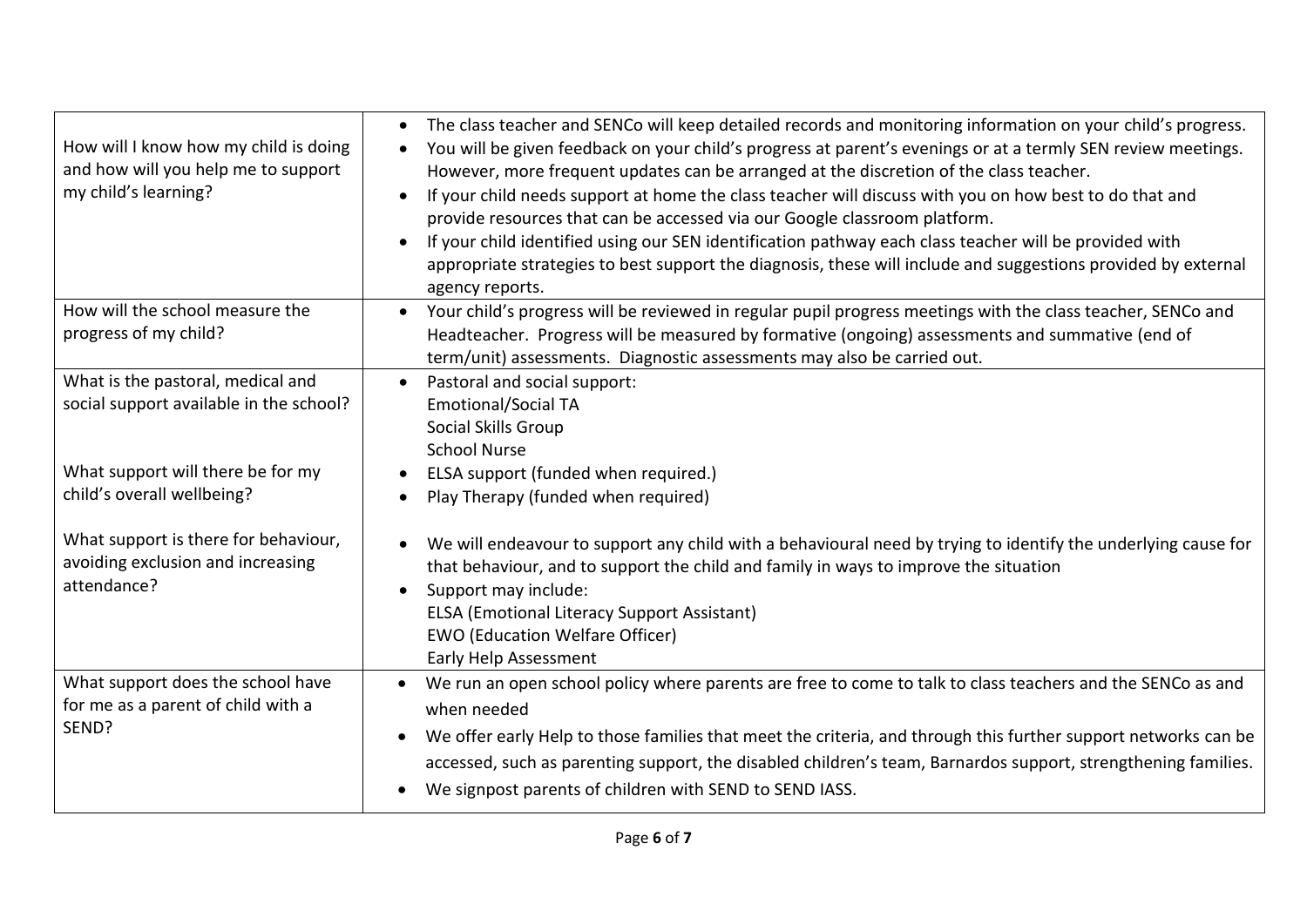| | |
|---|---|
| How will I know how my child is doing and how will you help me to support my child's learning? | • The class teacher and SENCo will keep detailed records and monitoring information on your child's progress.<br>• You will be given feedback on your child's progress at parent's evenings or at a termly SEN review meetings. However, more frequent updates can be arranged at the discretion of the class teacher.<br>• If your child needs support at home the class teacher will discuss with you on how best to do that and provide resources that can be accessed via our Google classroom platform.<br>• If your child identified using our SEN identification pathway each class teacher will be provided with appropriate strategies to best support the diagnosis, these will include and suggestions provided by external agency reports. |
| How will the school measure the progress of my child? | • Your child's progress will be reviewed in regular pupil progress meetings with the class teacher, SENCo and Headteacher. Progress will be measured by formative (ongoing) assessments and summative (end of term/unit) assessments. Diagnostic assessments may also be carried out. |
| What is the pastoral, medical and social support available in the school?<br><br>What support will there be for my child's overall wellbeing?<br><br>What support is there for behaviour, avoiding exclusion and increasing attendance? | • Pastoral and social support:<br>Emotional/Social TA<br>Social Skills Group<br>School Nurse<br>• ELSA support (funded when required.)<br>• Play Therapy (funded when required)<br><br>• We will endeavour to support any child with a behavioural need by trying to identify the underlying cause for that behaviour, and to support the child and family in ways to improve the situation<br>• Support may include:<br>ELSA (Emotional Literacy Support Assistant)<br>EWO (Education Welfare Officer)<br>Early Help Assessment |
| What support does the school have for me as a parent of child with a SEND? | • We run an open school policy where parents are free to come to talk to class teachers and the SENCo as and when needed<br>• We offer early Help to those families that meet the criteria, and through this further support networks can be accessed, such as parenting support, the disabled children's team, Barnardos support, strengthening families.<br>• We signpost parents of children with SEND to SEND IASS. |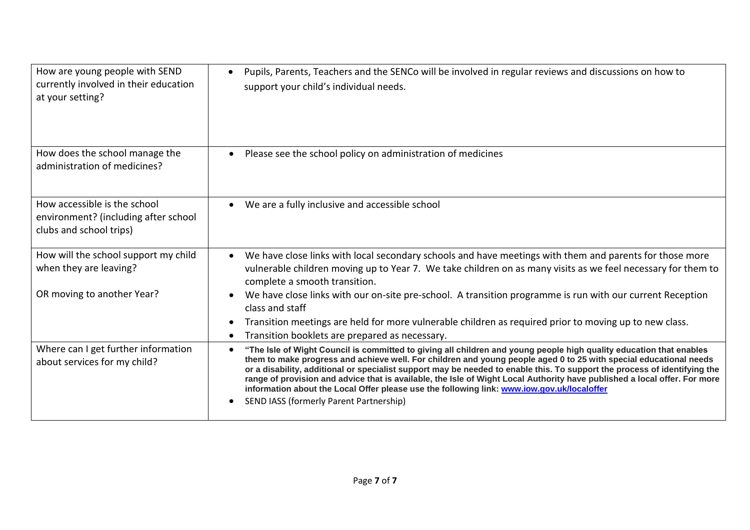| | |
|---|---|
| How are young people with SEND currently involved in their education at your setting? | • Pupils, Parents, Teachers and the SENCo will be involved in regular reviews and discussions on how to support your child's individual needs. |
| How does the school manage the administration of medicines? | • Please see the school policy on administration of medicines |
| How accessible is the school environment? (including after school clubs and school trips) | • We are a fully inclusive and accessible school |
| How will the school support my child when they are leaving?<br><br>OR moving to another Year? | • We have close links with local secondary schools and have meetings with them and parents for those more vulnerable children moving up to Year 7. We take children on as many visits as we feel necessary for them to complete a smooth transition.<br>• We have close links with our on-site pre-school. A transition programme is run with our current Reception class and staff<br>• Transition meetings are held for more vulnerable children as required prior to moving up to new class.<br>• Transition booklets are prepared as necessary. |
| Where can I get further information about services for my child? | • **"The Isle of Wight Council is committed to giving all children and young people high quality education that enables them to make progress and achieve well. For children and young people aged 0 to 25 with special educational needs or a disability, additional or specialist support may be needed to enable this. To support the process of identifying the range of provision and advice that is available, the Isle of Wight Local Authority have published a local offer. For more information about the Local Offer please use the following link: [www.iow.gov.uk/localoffer](http://www.iow.gov.uk/localoffer)**<br>• SEND IASS (formerly Parent Partnership) |